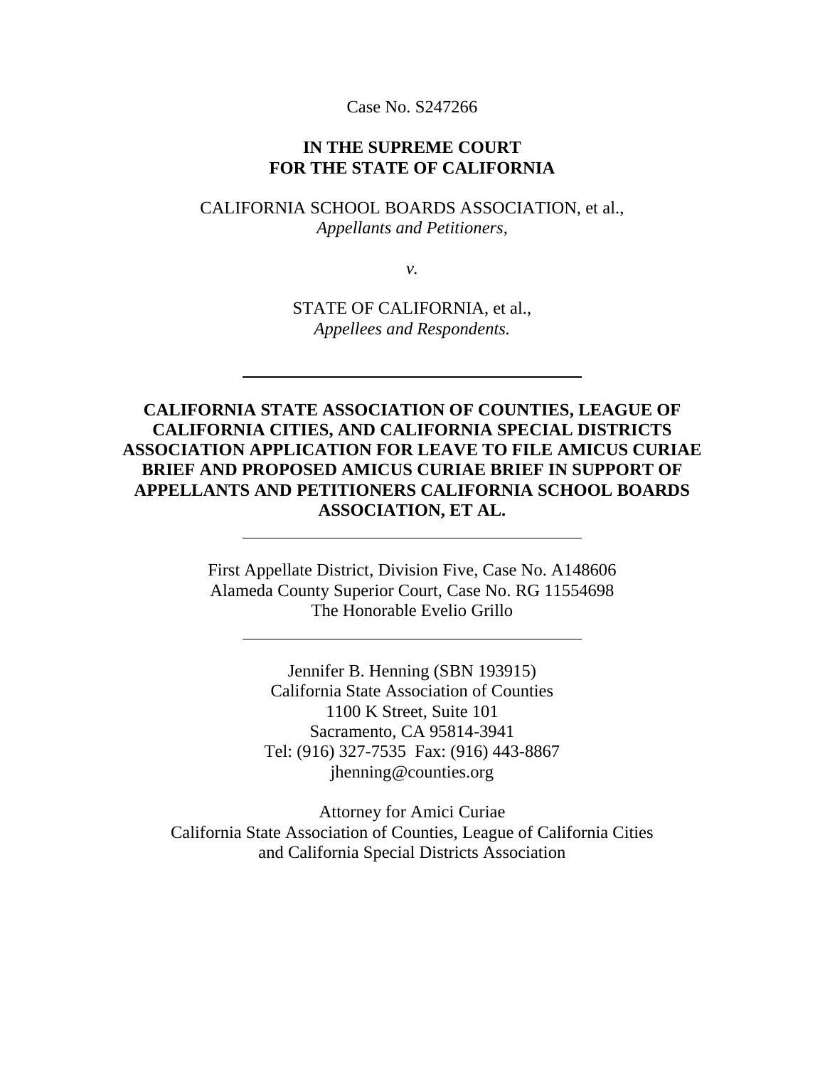Case No. S247266

**IN THE SUPREME COURT**
**FOR THE STATE OF CALIFORNIA**

CALIFORNIA SCHOOL BOARDS ASSOCIATION, et al.,
*Appellants and Petitioners,*

*v.*

STATE OF CALIFORNIA, et al.,
*Appellees and Respondents.*

---

**CALIFORNIA STATE ASSOCIATION OF COUNTIES, LEAGUE OF CALIFORNIA CITIES, AND CALIFORNIA SPECIAL DISTRICTS ASSOCIATION APPLICATION FOR LEAVE TO FILE AMICUS CURIAE BRIEF AND PROPOSED AMICUS CURIAE BRIEF IN SUPPORT OF APPELLANTS AND PETITIONERS CALIFORNIA SCHOOL BOARDS ASSOCIATION, ET AL.**

---

First Appellate District, Division Five, Case No. A148606
Alameda County Superior Court, Case No. RG 11554698
The Honorable Evelio Grillo

---

Jennifer B. Henning (SBN 193915)
California State Association of Counties
1100 K Street, Suite 101
Sacramento, CA 95814-3941
Tel: (916) 327-7535 Fax: (916) 443-8867
jhenning@counties.org

Attorney for Amici Curiae
California State Association of Counties, League of California Cities
and California Special Districts Association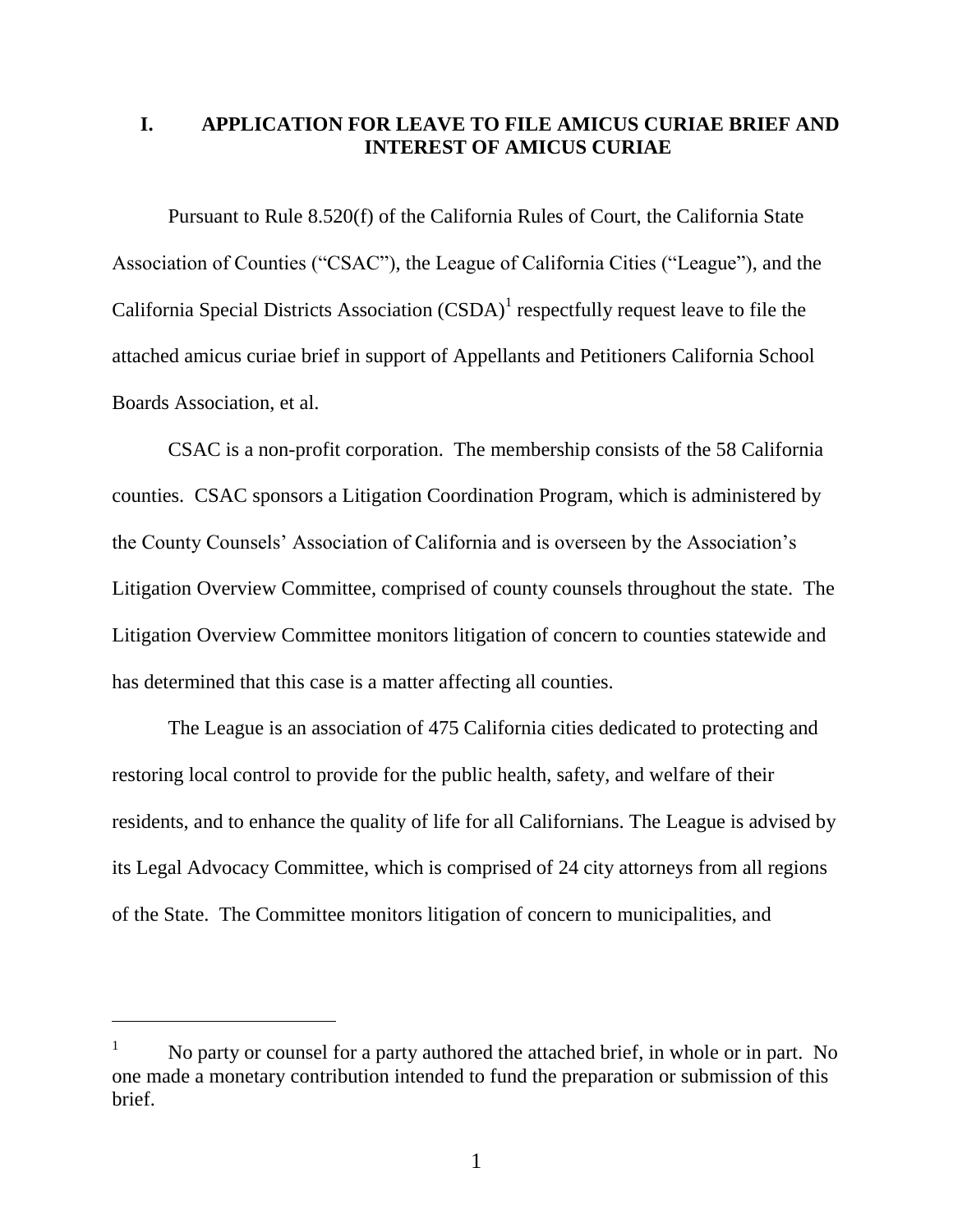## I. APPLICATION FOR LEAVE TO FILE AMICUS CURIAE BRIEF AND INTEREST OF AMICUS CURIAE

Pursuant to Rule 8.520(f) of the California Rules of Court, the California State Association of Counties ("CSAC"), the League of California Cities ("League"), and the California Special Districts Association (CSDA)[1] respectfully request leave to file the attached amicus curiae brief in support of Appellants and Petitioners California School Boards Association, et al.

CSAC is a non-profit corporation. The membership consists of the 58 California counties. CSAC sponsors a Litigation Coordination Program, which is administered by the County Counsels' Association of California and is overseen by the Association's Litigation Overview Committee, comprised of county counsels throughout the state. The Litigation Overview Committee monitors litigation of concern to counties statewide and has determined that this case is a matter affecting all counties.

The League is an association of 475 California cities dedicated to protecting and restoring local control to provide for the public health, safety, and welfare of their residents, and to enhance the quality of life for all Californians. The League is advised by its Legal Advocacy Committee, which is comprised of 24 city attorneys from all regions of the State. The Committee monitors litigation of concern to municipalities, and

---

[1] No party or counsel for a party authored the attached brief, in whole or in part. No one made a monetary contribution intended to fund the preparation or submission of this brief.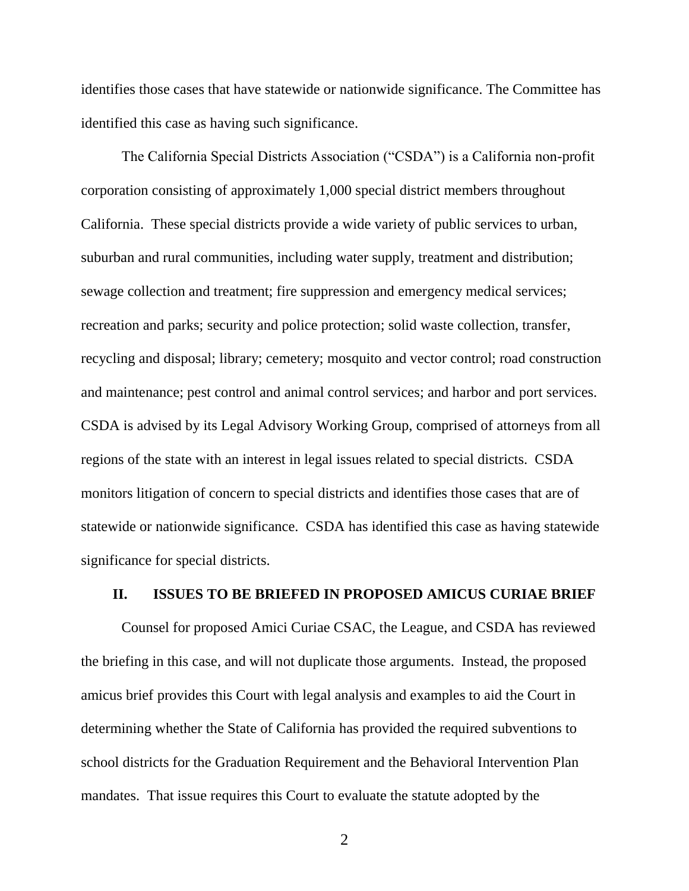identifies those cases that have statewide or nationwide significance. The Committee has identified this case as having such significance.

The California Special Districts Association ("CSDA") is a California non-profit corporation consisting of approximately 1,000 special district members throughout California. These special districts provide a wide variety of public services to urban, suburban and rural communities, including water supply, treatment and distribution; sewage collection and treatment; fire suppression and emergency medical services; recreation and parks; security and police protection; solid waste collection, transfer, recycling and disposal; library; cemetery; mosquito and vector control; road construction and maintenance; pest control and animal control services; and harbor and port services. CSDA is advised by its Legal Advisory Working Group, comprised of attorneys from all regions of the state with an interest in legal issues related to special districts. CSDA monitors litigation of concern to special districts and identifies those cases that are of statewide or nationwide significance. CSDA has identified this case as having statewide significance for special districts.

## II. ISSUES TO BE BRIEFED IN PROPOSED AMICUS CURIAE BRIEF

Counsel for proposed Amici Curiae CSAC, the League, and CSDA has reviewed the briefing in this case, and will not duplicate those arguments. Instead, the proposed amicus brief provides this Court with legal analysis and examples to aid the Court in determining whether the State of California has provided the required subventions to school districts for the Graduation Requirement and the Behavioral Intervention Plan mandates. That issue requires this Court to evaluate the statute adopted by the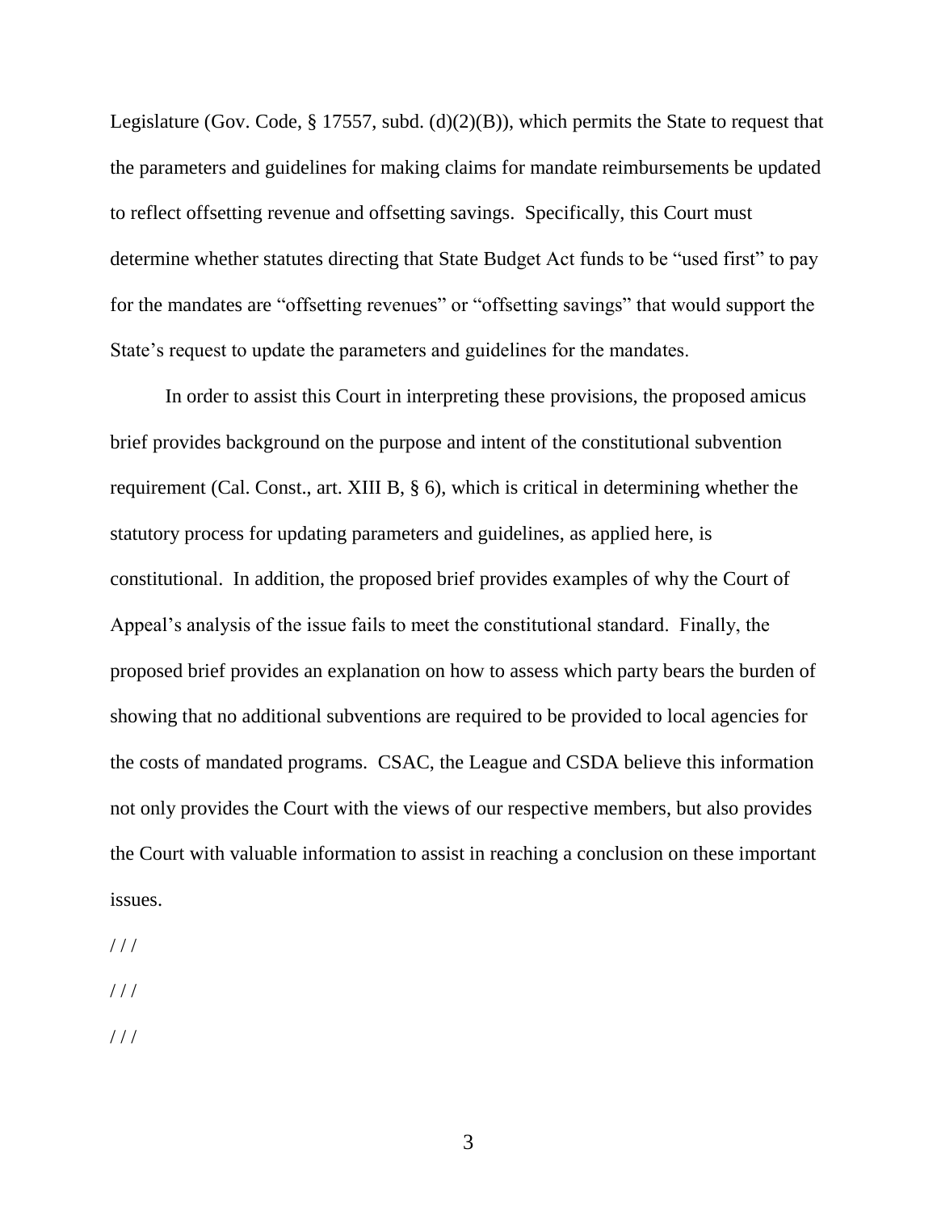Legislature (Gov. Code, § 17557, subd. (d)(2)(B)), which permits the State to request that the parameters and guidelines for making claims for mandate reimbursements be updated to reflect offsetting revenue and offsetting savings. Specifically, this Court must determine whether statutes directing that State Budget Act funds to be "used first" to pay for the mandates are "offsetting revenues" or "offsetting savings" that would support the State's request to update the parameters and guidelines for the mandates.

In order to assist this Court in interpreting these provisions, the proposed amicus brief provides background on the purpose and intent of the constitutional subvention requirement (Cal. Const., art. XIII B, § 6), which is critical in determining whether the statutory process for updating parameters and guidelines, as applied here, is constitutional. In addition, the proposed brief provides examples of why the Court of Appeal's analysis of the issue fails to meet the constitutional standard. Finally, the proposed brief provides an explanation on how to assess which party bears the burden of showing that no additional subventions are required to be provided to local agencies for the costs of mandated programs. CSAC, the League and CSDA believe this information not only provides the Court with the views of our respective members, but also provides the Court with valuable information to assist in reaching a conclusion on these important issues.

/ / /

/ / /

/ / /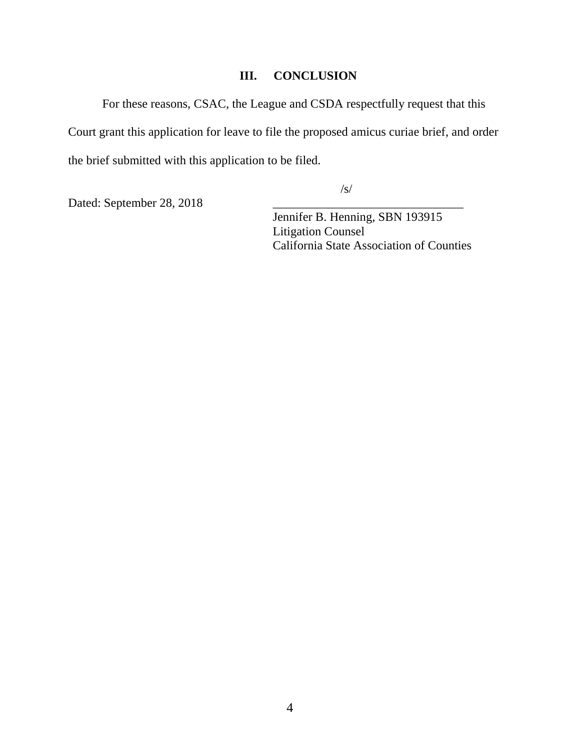## III. CONCLUSION

For these reasons, CSAC, the League and CSDA respectfully request that this Court grant this application for leave to file the proposed amicus curiae brief, and order the brief submitted with this application to be filed.

Dated: September 28, 2018

/s/
_______________________________
Jennifer B. Henning, SBN 193915
Litigation Counsel
California State Association of Counties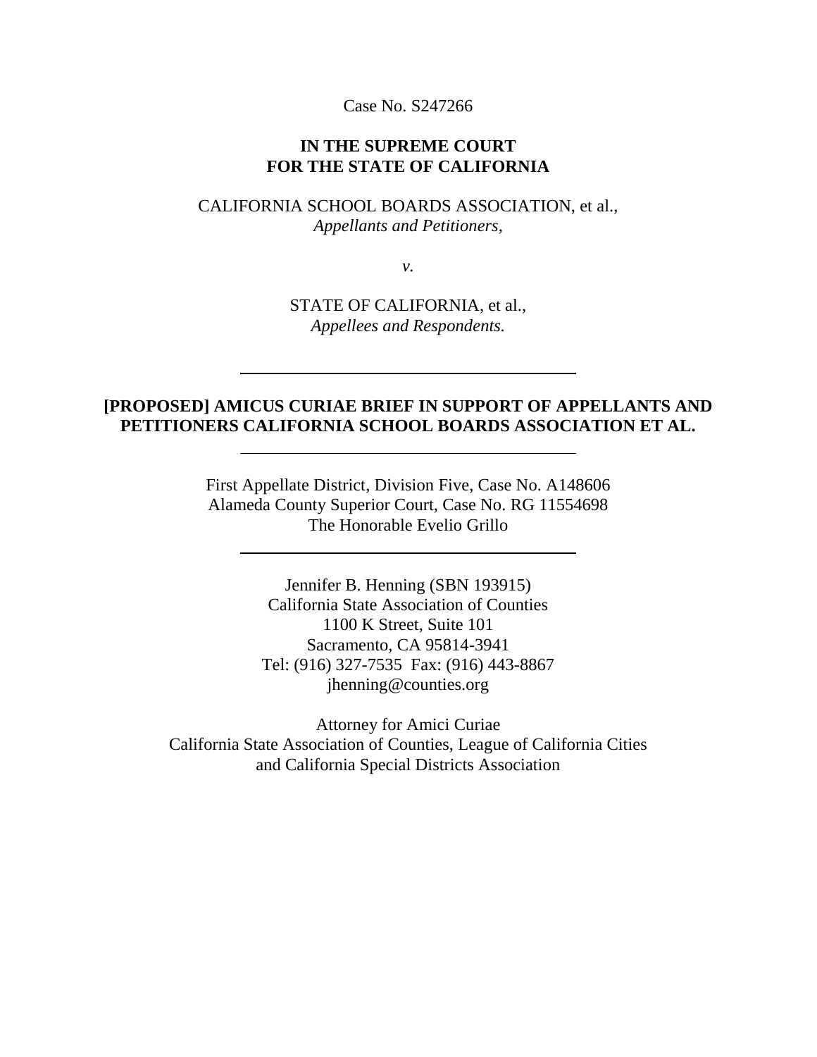Case No. S247266

**IN THE SUPREME COURT**
**FOR THE STATE OF CALIFORNIA**

CALIFORNIA SCHOOL BOARDS ASSOCIATION, et al.,
*Appellants and Petitioners,*

*v.*

STATE OF CALIFORNIA, et al.,
*Appellees and Respondents.*

---

**[PROPOSED] AMICUS CURIAE BRIEF IN SUPPORT OF APPELLANTS AND PETITIONERS CALIFORNIA SCHOOL BOARDS ASSOCIATION ET AL.**

---

First Appellate District, Division Five, Case No. A148606
Alameda County Superior Court, Case No. RG 11554698
The Honorable Evelio Grillo

---

Jennifer B. Henning (SBN 193915)
California State Association of Counties
1100 K Street, Suite 101
Sacramento, CA 95814-3941
Tel: (916) 327-7535 Fax: (916) 443-8867
jhenning@counties.org

Attorney for Amici Curiae
California State Association of Counties, League of California Cities
and California Special Districts Association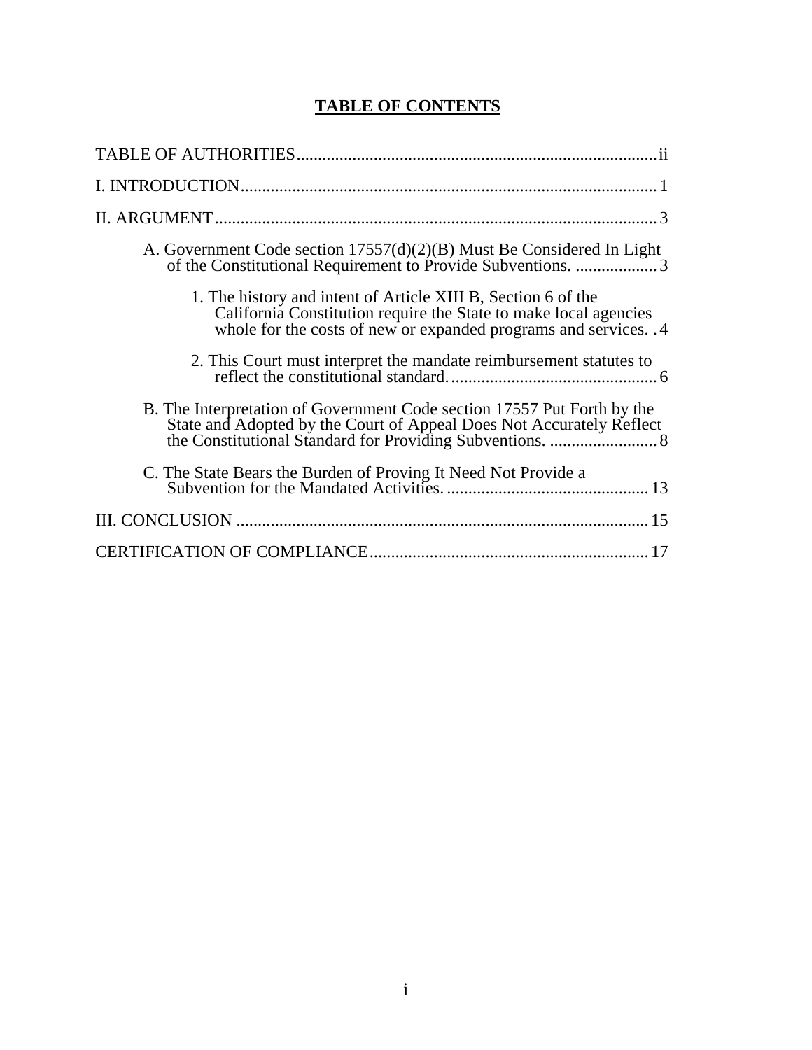# TABLE OF CONTENTS

TABLE OF AUTHORITIES ........ ii

I. INTRODUCTION ........ 1

II. ARGUMENT ........ 3

- A. Government Code section 17557(d)(2)(B) Must Be Considered In Light of the Constitutional Requirement to Provide Subventions. ........ 3
  - 1. The history and intent of Article XIII B, Section 6 of the California Constitution require the State to make local agencies whole for the costs of new or expanded programs and services. ........ 4
  - 2. This Court must interpret the mandate reimbursement statutes to reflect the constitutional standard. ........ 6
- B. The Interpretation of Government Code section 17557 Put Forth by the State and Adopted by the Court of Appeal Does Not Accurately Reflect the Constitutional Standard for Providing Subventions. ........ 8
- C. The State Bears the Burden of Proving It Need Not Provide a Subvention for the Mandated Activities. ........ 13

III. CONCLUSION ........ 15

CERTIFICATION OF COMPLIANCE ........ 17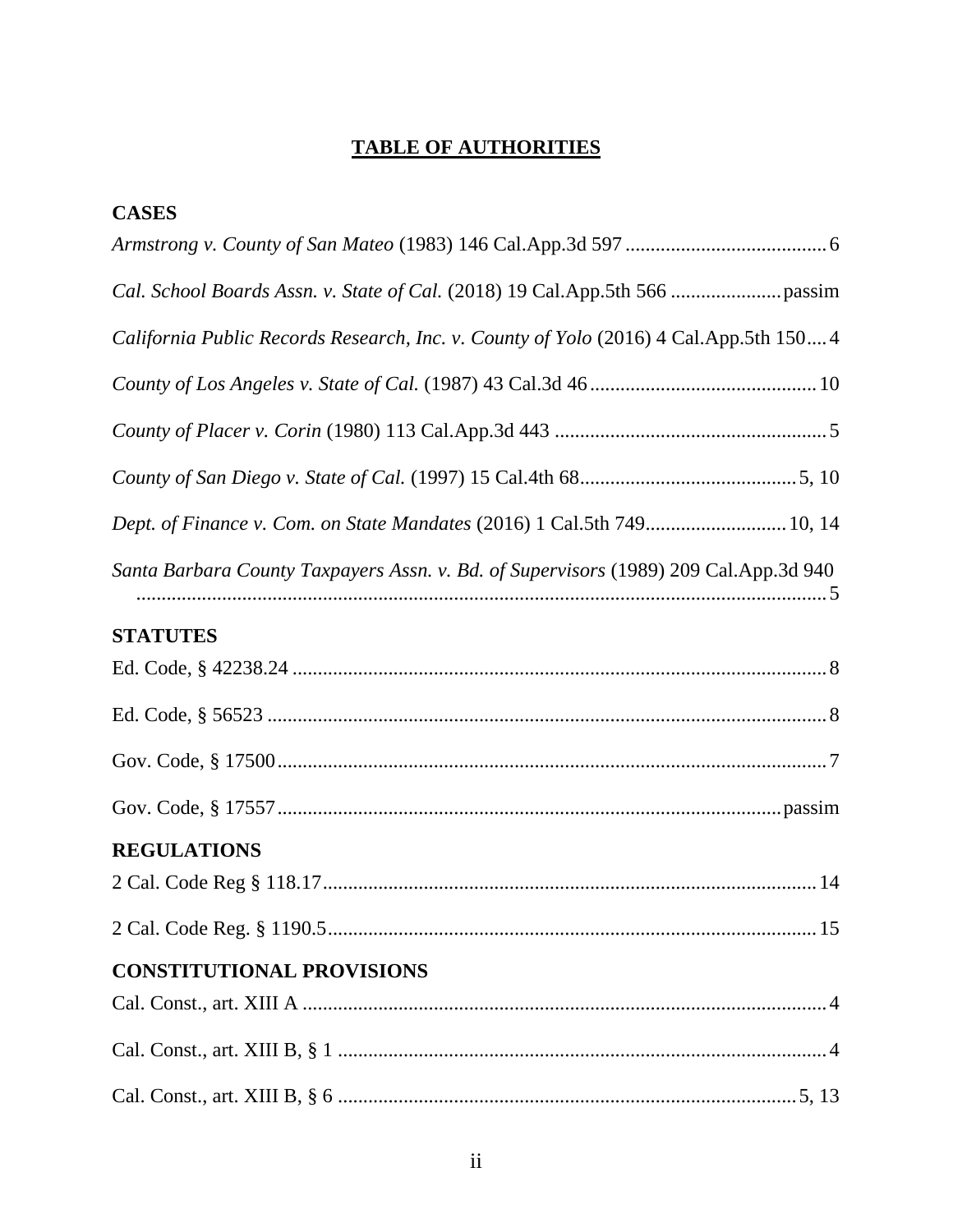# TABLE OF AUTHORITIES

## CASES

*Armstrong v. County of San Mateo* (1983) 146 Cal.App.3d 597 ........................................ 6

*Cal. School Boards Assn. v. State of Cal.* (2018) 19 Cal.App.5th 566 ...................... passim

*California Public Records Research, Inc. v. County of Yolo* (2016) 4 Cal.App.5th 150 .... 4

*County of Los Angeles v. State of Cal.* (1987) 43 Cal.3d 46 ............................................. 10

*County of Placer v. Corin* (1980) 113 Cal.App.3d 443 ...................................................... 5

*County of San Diego v. State of Cal.* (1997) 15 Cal.4th 68........................................... 5, 10

*Dept. of Finance v. Com. on State Mandates* (2016) 1 Cal.5th 749............................ 10, 14

*Santa Barbara County Taxpayers Assn. v. Bd. of Supervisors* (1989) 209 Cal.App.3d 940 ............................................................................................................................ 5

## STATUTES

Ed. Code, § 42238.24 .......................................................................................................... 8

Ed. Code, § 56523 ............................................................................................................... 8

Gov. Code, § 17500............................................................................................................. 7

Gov. Code, § 17557 ..................................................................................................passim

## REGULATIONS

2 Cal. Code Reg § 118.17.................................................................................................. 14

2 Cal. Code Reg. § 1190.5................................................................................................. 15

## CONSTITUTIONAL PROVISIONS

Cal. Const., art. XIII A ........................................................................................................ 4

Cal. Const., art. XIII B, § 1 ................................................................................................. 4

Cal. Const., art. XIII B, § 6 ............................................................................................ 5, 13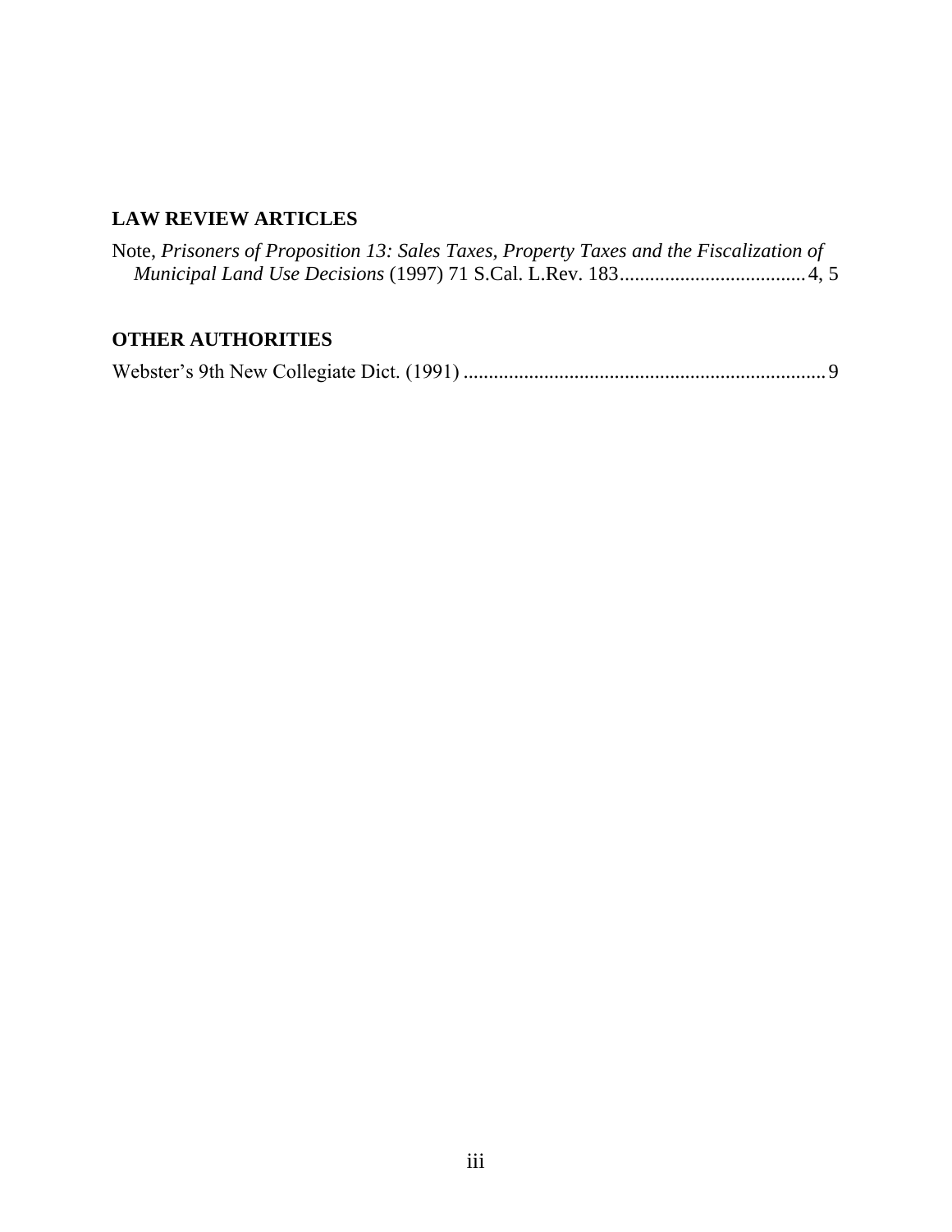## LAW REVIEW ARTICLES

Note, *Prisoners of Proposition 13: Sales Taxes, Property Taxes and the Fiscalization of Municipal Land Use Decisions* (1997) 71 S.Cal. L.Rev. 183.....................................4, 5

## OTHER AUTHORITIES

Webster's 9th New Collegiate Dict. (1991) ........................................................................9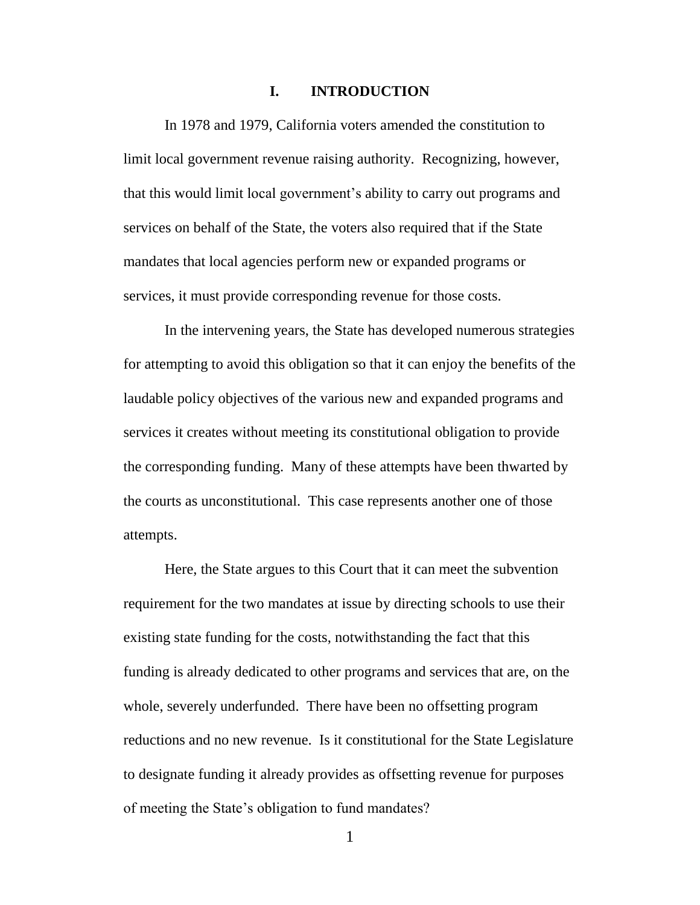## I. INTRODUCTION

In 1978 and 1979, California voters amended the constitution to limit local government revenue raising authority. Recognizing, however, that this would limit local government's ability to carry out programs and services on behalf of the State, the voters also required that if the State mandates that local agencies perform new or expanded programs or services, it must provide corresponding revenue for those costs.

In the intervening years, the State has developed numerous strategies for attempting to avoid this obligation so that it can enjoy the benefits of the laudable policy objectives of the various new and expanded programs and services it creates without meeting its constitutional obligation to provide the corresponding funding. Many of these attempts have been thwarted by the courts as unconstitutional. This case represents another one of those attempts.

Here, the State argues to this Court that it can meet the subvention requirement for the two mandates at issue by directing schools to use their existing state funding for the costs, notwithstanding the fact that this funding is already dedicated to other programs and services that are, on the whole, severely underfunded. There have been no offsetting program reductions and no new revenue. Is it constitutional for the State Legislature to designate funding it already provides as offsetting revenue for purposes of meeting the State's obligation to fund mandates?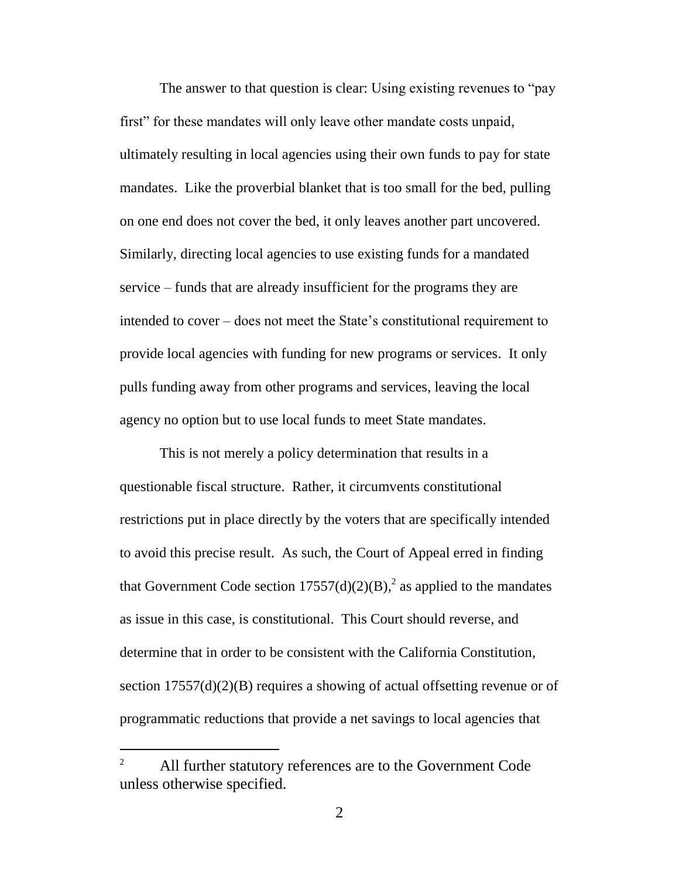The answer to that question is clear: Using existing revenues to "pay first" for these mandates will only leave other mandate costs unpaid, ultimately resulting in local agencies using their own funds to pay for state mandates. Like the proverbial blanket that is too small for the bed, pulling on one end does not cover the bed, it only leaves another part uncovered. Similarly, directing local agencies to use existing funds for a mandated service – funds that are already insufficient for the programs they are intended to cover – does not meet the State's constitutional requirement to provide local agencies with funding for new programs or services. It only pulls funding away from other programs and services, leaving the local agency no option but to use local funds to meet State mandates.

This is not merely a policy determination that results in a questionable fiscal structure. Rather, it circumvents constitutional restrictions put in place directly by the voters that are specifically intended to avoid this precise result. As such, the Court of Appeal erred in finding that Government Code section 17557(d)(2)(B),[2] as applied to the mandates as issue in this case, is constitutional. This Court should reverse, and determine that in order to be consistent with the California Constitution, section 17557(d)(2)(B) requires a showing of actual offsetting revenue or of programmatic reductions that provide a net savings to local agencies that

---

[2] All further statutory references are to the Government Code unless otherwise specified.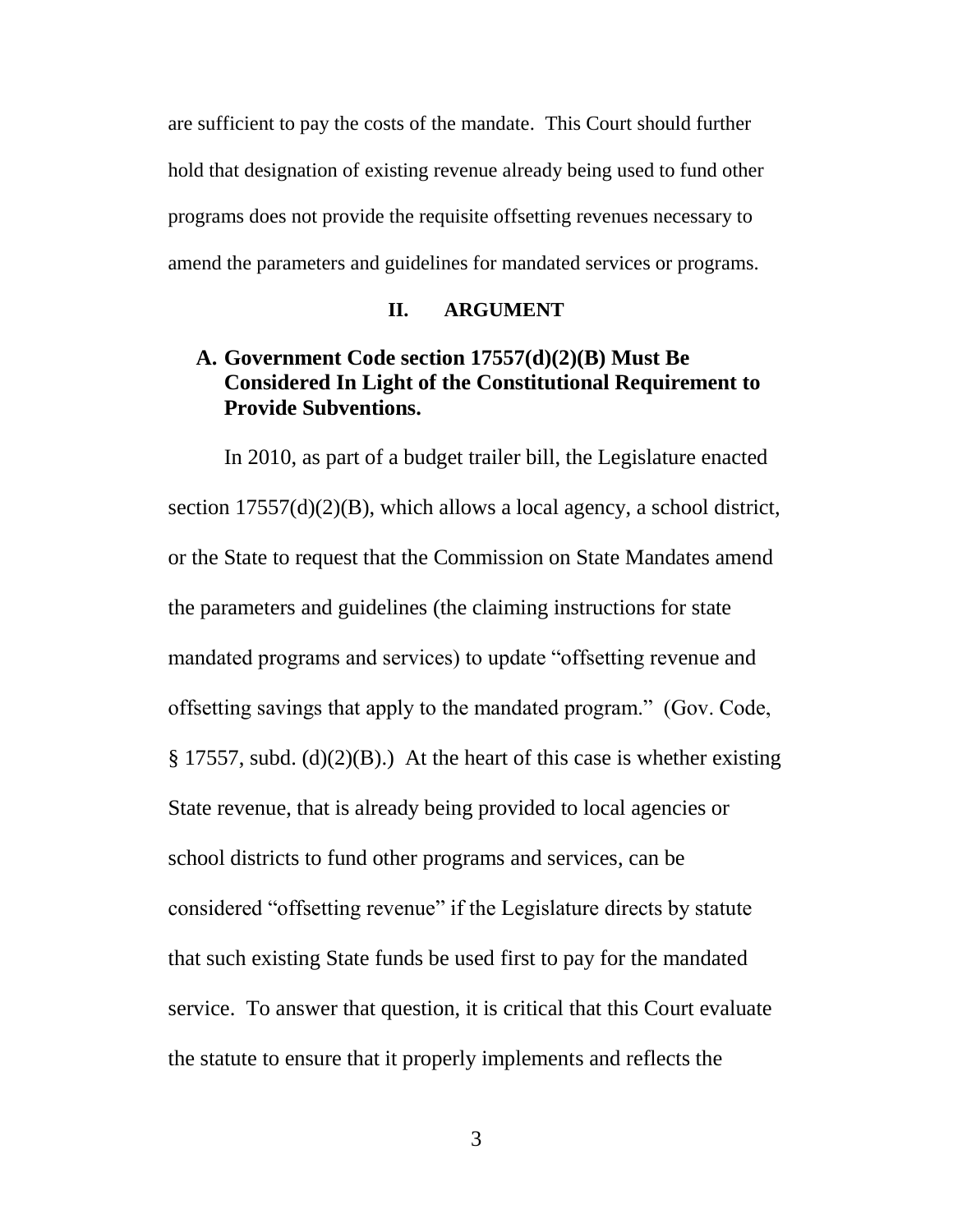are sufficient to pay the costs of the mandate. This Court should further hold that designation of existing revenue already being used to fund other programs does not provide the requisite offsetting revenues necessary to amend the parameters and guidelines for mandated services or programs.

## II. ARGUMENT

### A. Government Code section 17557(d)(2)(B) Must Be Considered In Light of the Constitutional Requirement to Provide Subventions.

In 2010, as part of a budget trailer bill, the Legislature enacted section 17557(d)(2)(B), which allows a local agency, a school district, or the State to request that the Commission on State Mandates amend the parameters and guidelines (the claiming instructions for state mandated programs and services) to update "offsetting revenue and offsetting savings that apply to the mandated program." (Gov. Code, § 17557, subd. (d)(2)(B).) At the heart of this case is whether existing State revenue, that is already being provided to local agencies or school districts to fund other programs and services, can be considered "offsetting revenue" if the Legislature directs by statute that such existing State funds be used first to pay for the mandated service. To answer that question, it is critical that this Court evaluate the statute to ensure that it properly implements and reflects the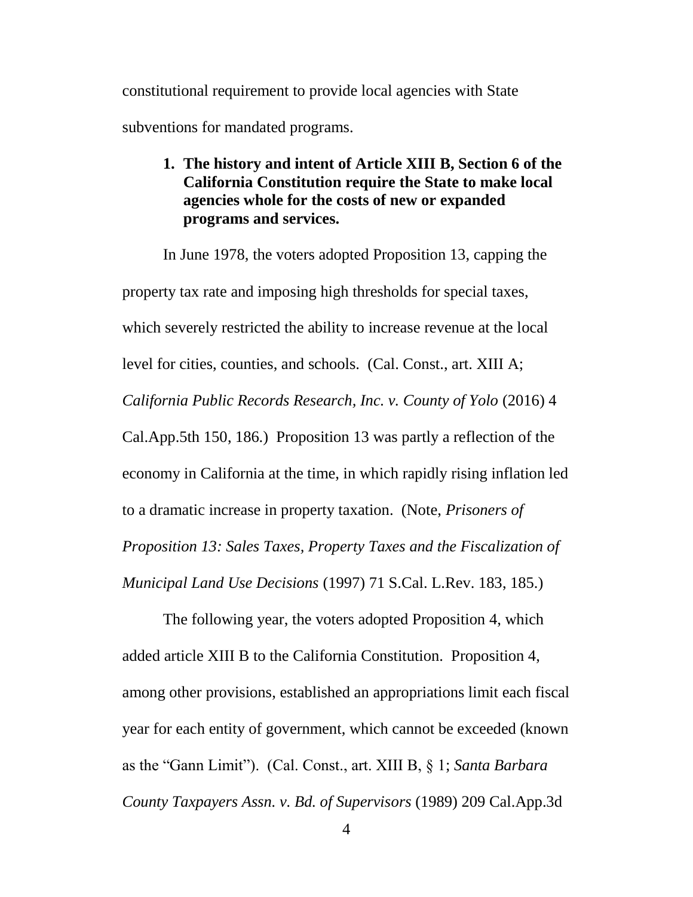constitutional requirement to provide local agencies with State subventions for mandated programs.

1. **The history and intent of Article XIII B, Section 6 of the California Constitution require the State to make local agencies whole for the costs of new or expanded programs and services.**

In June 1978, the voters adopted Proposition 13, capping the property tax rate and imposing high thresholds for special taxes, which severely restricted the ability to increase revenue at the local level for cities, counties, and schools. (Cal. Const., art. XIII A; *California Public Records Research, Inc. v. County of Yolo* (2016) 4 Cal.App.5th 150, 186.) Proposition 13 was partly a reflection of the economy in California at the time, in which rapidly rising inflation led to a dramatic increase in property taxation. (Note, *Prisoners of Proposition 13: Sales Taxes, Property Taxes and the Fiscalization of Municipal Land Use Decisions* (1997) 71 S.Cal. L.Rev. 183, 185.)

The following year, the voters adopted Proposition 4, which added article XIII B to the California Constitution. Proposition 4, among other provisions, established an appropriations limit each fiscal year for each entity of government, which cannot be exceeded (known as the "Gann Limit"). (Cal. Const., art. XIII B, § 1; *Santa Barbara County Taxpayers Assn. v. Bd. of Supervisors* (1989) 209 Cal.App.3d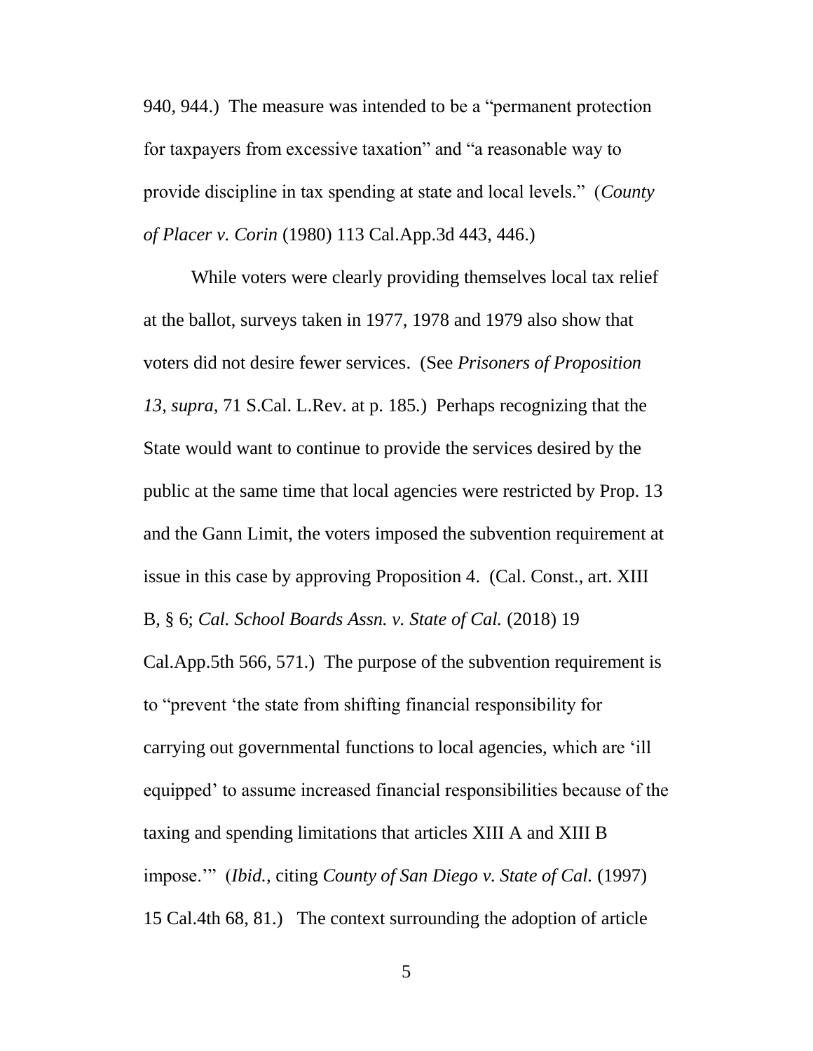940, 944.) The measure was intended to be a "permanent protection for taxpayers from excessive taxation" and "a reasonable way to provide discipline in tax spending at state and local levels." (*County of Placer v. Corin* (1980) 113 Cal.App.3d 443, 446.)

While voters were clearly providing themselves local tax relief at the ballot, surveys taken in 1977, 1978 and 1979 also show that voters did not desire fewer services. (See *Prisoners of Proposition 13, supra,* 71 S.Cal. L.Rev. at p. 185.) Perhaps recognizing that the State would want to continue to provide the services desired by the public at the same time that local agencies were restricted by Prop. 13 and the Gann Limit, the voters imposed the subvention requirement at issue in this case by approving Proposition 4. (Cal. Const., art. XIII B, § 6; *Cal. School Boards Assn. v. State of Cal.* (2018) 19 Cal.App.5th 566, 571.) The purpose of the subvention requirement is to "prevent 'the state from shifting financial responsibility for carrying out governmental functions to local agencies, which are 'ill equipped' to assume increased financial responsibilities because of the taxing and spending limitations that articles XIII A and XIII B impose.'" (*Ibid.*, citing *County of San Diego v. State of Cal.* (1997) 15 Cal.4th 68, 81.) The context surrounding the adoption of article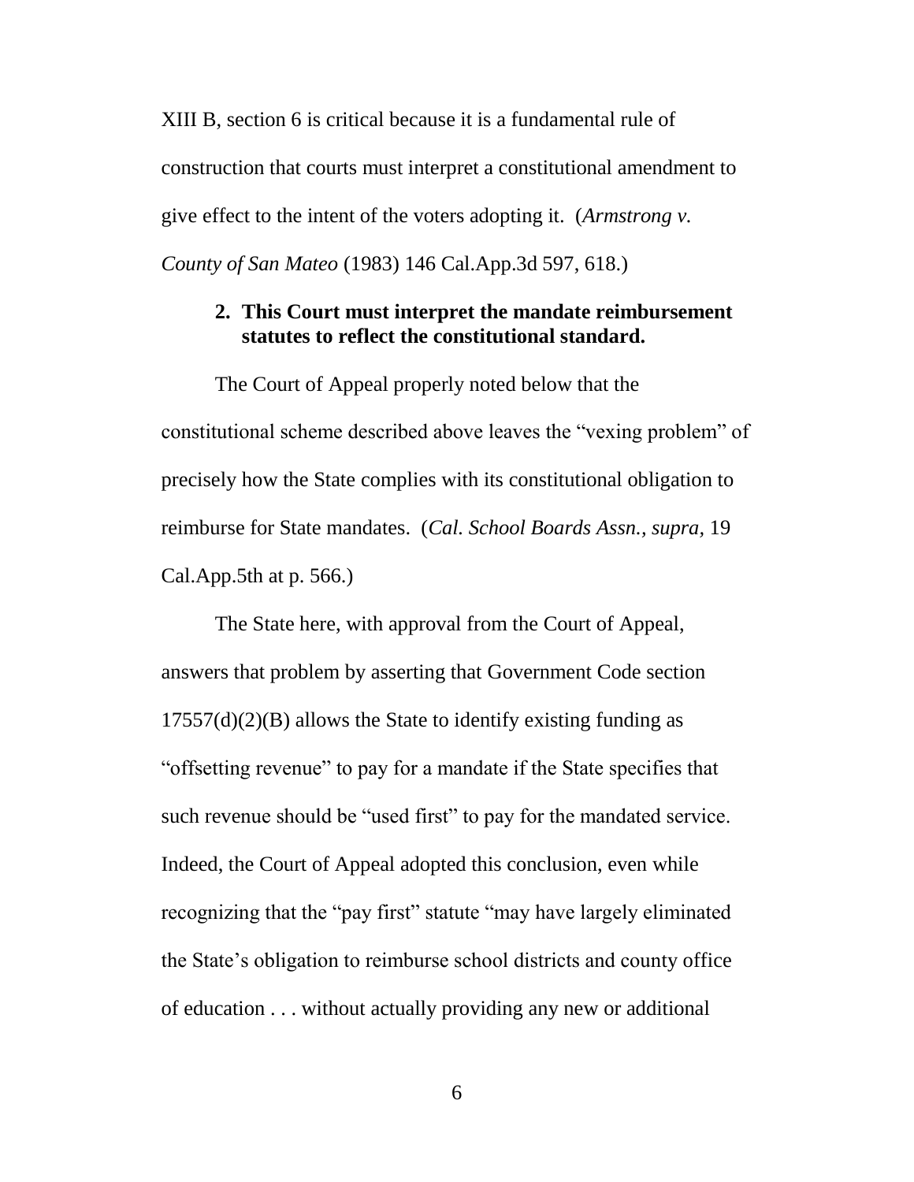XIII B, section 6 is critical because it is a fundamental rule of construction that courts must interpret a constitutional amendment to give effect to the intent of the voters adopting it. (*Armstrong v. County of San Mateo* (1983) 146 Cal.App.3d 597, 618.)

### 2. This Court must interpret the mandate reimbursement statutes to reflect the constitutional standard.

The Court of Appeal properly noted below that the constitutional scheme described above leaves the "vexing problem" of precisely how the State complies with its constitutional obligation to reimburse for State mandates. (*Cal. School Boards Assn., supra,* 19 Cal.App.5th at p. 566.)

The State here, with approval from the Court of Appeal, answers that problem by asserting that Government Code section 17557(d)(2)(B) allows the State to identify existing funding as "offsetting revenue" to pay for a mandate if the State specifies that such revenue should be "used first" to pay for the mandated service. Indeed, the Court of Appeal adopted this conclusion, even while recognizing that the "pay first" statute "may have largely eliminated the State's obligation to reimburse school districts and county office of education . . . without actually providing any new or additional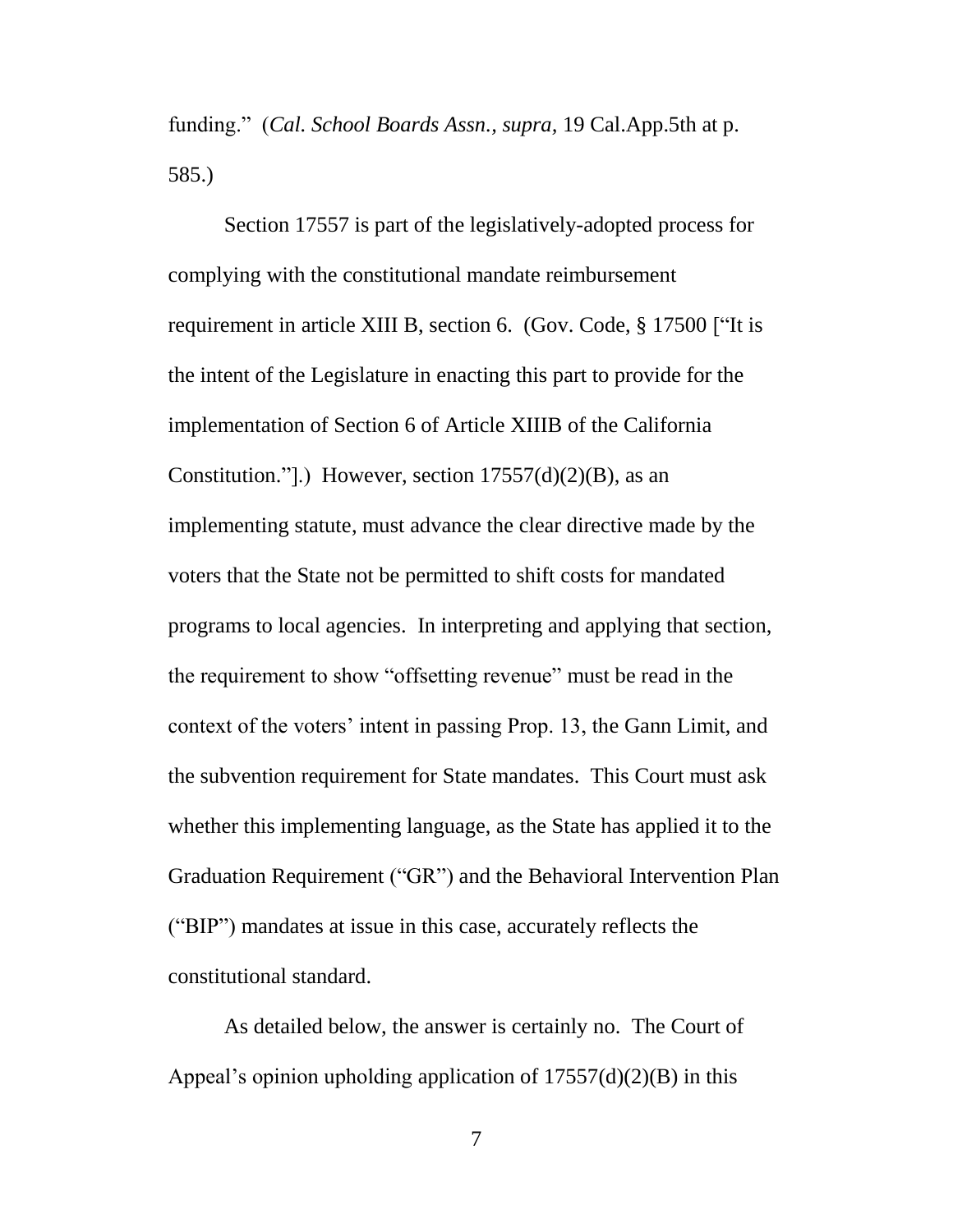funding." (*Cal. School Boards Assn.*, *supra*, 19 Cal.App.5th at p. 585.)

Section 17557 is part of the legislatively-adopted process for complying with the constitutional mandate reimbursement requirement in article XIII B, section 6. (Gov. Code, § 17500 ["It is the intent of the Legislature in enacting this part to provide for the implementation of Section 6 of Article XIIIB of the California Constitution."].) However, section 17557(d)(2)(B), as an implementing statute, must advance the clear directive made by the voters that the State not be permitted to shift costs for mandated programs to local agencies. In interpreting and applying that section, the requirement to show "offsetting revenue" must be read in the context of the voters' intent in passing Prop. 13, the Gann Limit, and the subvention requirement for State mandates. This Court must ask whether this implementing language, as the State has applied it to the Graduation Requirement ("GR") and the Behavioral Intervention Plan ("BIP") mandates at issue in this case, accurately reflects the constitutional standard.

As detailed below, the answer is certainly no. The Court of Appeal's opinion upholding application of 17557(d)(2)(B) in this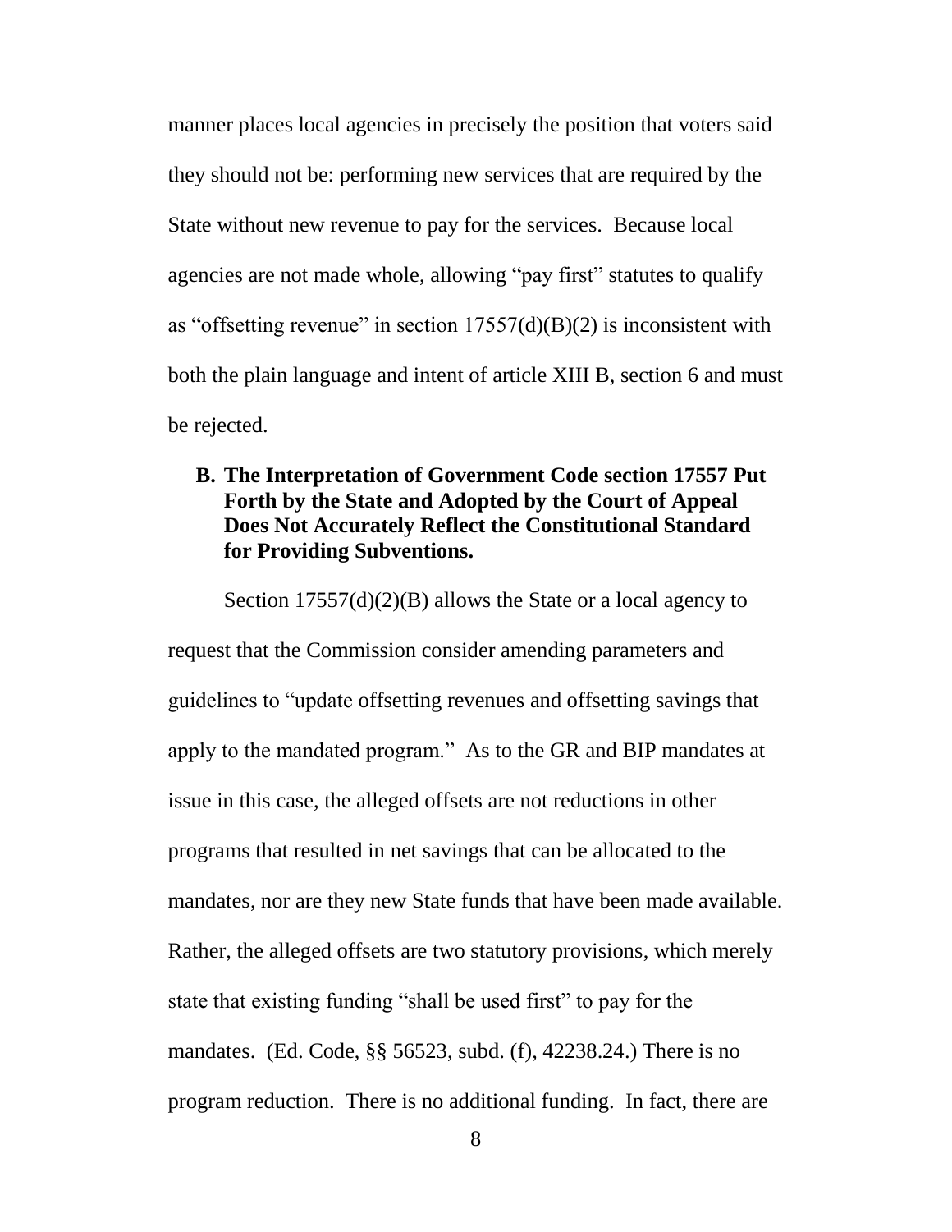manner places local agencies in precisely the position that voters said they should not be: performing new services that are required by the State without new revenue to pay for the services. Because local agencies are not made whole, allowing "pay first" statutes to qualify as "offsetting revenue" in section 17557(d)(B)(2) is inconsistent with both the plain language and intent of article XIII B, section 6 and must be rejected.

### B. The Interpretation of Government Code section 17557 Put Forth by the State and Adopted by the Court of Appeal Does Not Accurately Reflect the Constitutional Standard for Providing Subventions.

Section 17557(d)(2)(B) allows the State or a local agency to request that the Commission consider amending parameters and guidelines to "update offsetting revenues and offsetting savings that apply to the mandated program." As to the GR and BIP mandates at issue in this case, the alleged offsets are not reductions in other programs that resulted in net savings that can be allocated to the mandates, nor are they new State funds that have been made available. Rather, the alleged offsets are two statutory provisions, which merely state that existing funding "shall be used first" to pay for the mandates. (Ed. Code, §§ 56523, subd. (f), 42238.24.) There is no program reduction. There is no additional funding. In fact, there are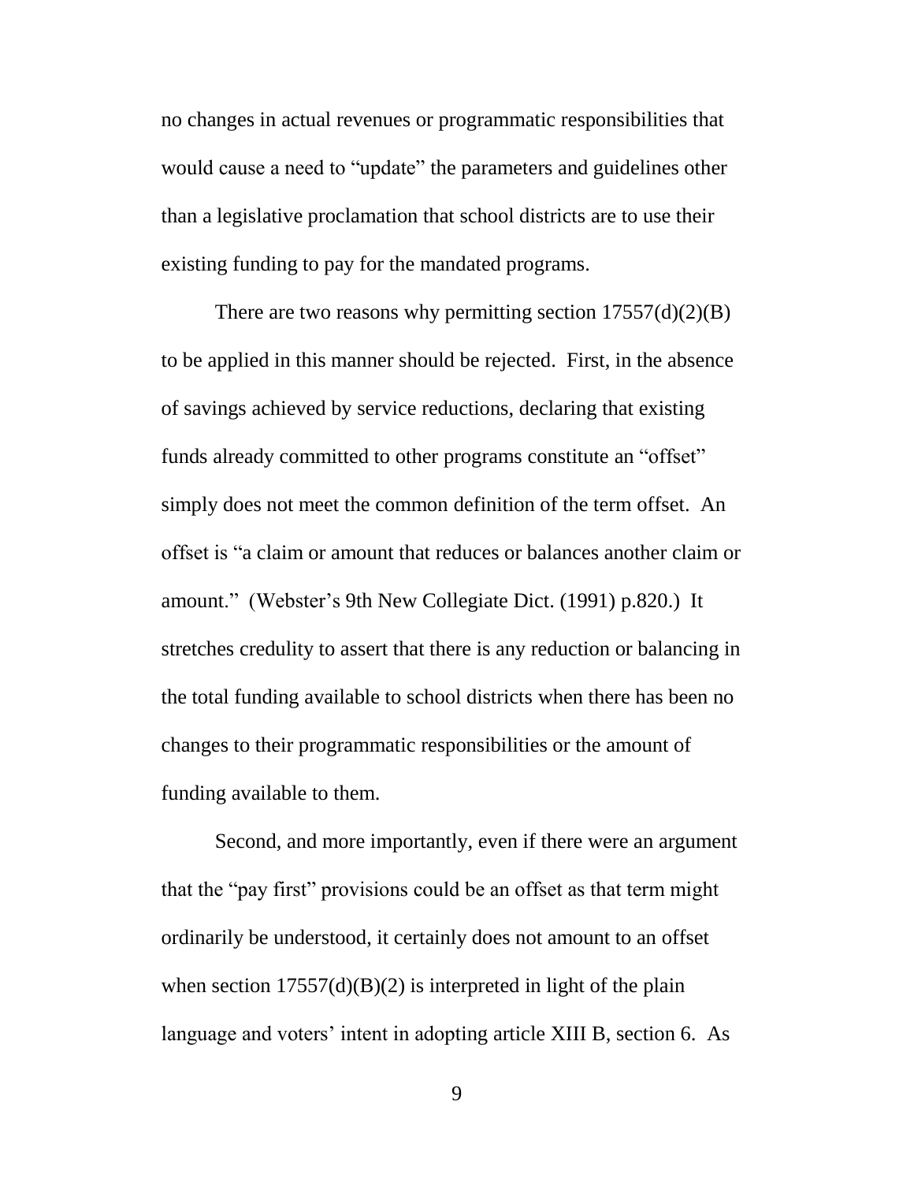no changes in actual revenues or programmatic responsibilities that would cause a need to "update" the parameters and guidelines other than a legislative proclamation that school districts are to use their existing funding to pay for the mandated programs.

There are two reasons why permitting section 17557(d)(2)(B) to be applied in this manner should be rejected. First, in the absence of savings achieved by service reductions, declaring that existing funds already committed to other programs constitute an "offset" simply does not meet the common definition of the term offset. An offset is "a claim or amount that reduces or balances another claim or amount." (Webster's 9th New Collegiate Dict. (1991) p.820.) It stretches credulity to assert that there is any reduction or balancing in the total funding available to school districts when there has been no changes to their programmatic responsibilities or the amount of funding available to them.

Second, and more importantly, even if there were an argument that the "pay first" provisions could be an offset as that term might ordinarily be understood, it certainly does not amount to an offset when section 17557(d)(B)(2) is interpreted in light of the plain language and voters' intent in adopting article XIII B, section 6. As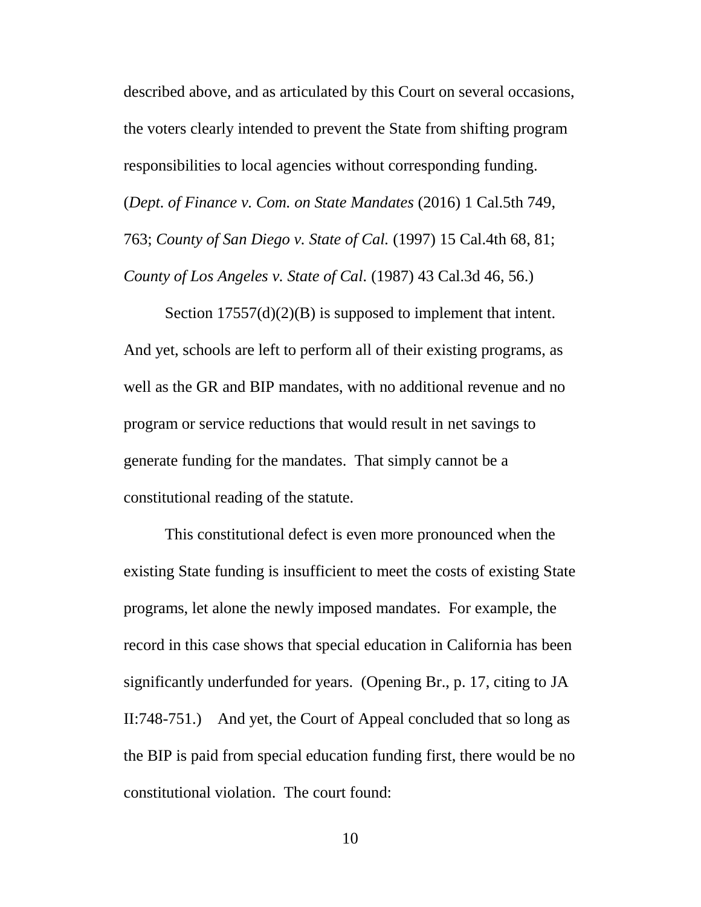described above, and as articulated by this Court on several occasions, the voters clearly intended to prevent the State from shifting program responsibilities to local agencies without corresponding funding. (*Dept. of Finance v. Com. on State Mandates* (2016) 1 Cal.5th 749, 763; *County of San Diego v. State of Cal.* (1997) 15 Cal.4th 68, 81; *County of Los Angeles v. State of Cal.* (1987) 43 Cal.3d 46, 56.)

Section 17557(d)(2)(B) is supposed to implement that intent. And yet, schools are left to perform all of their existing programs, as well as the GR and BIP mandates, with no additional revenue and no program or service reductions that would result in net savings to generate funding for the mandates. That simply cannot be a constitutional reading of the statute.

This constitutional defect is even more pronounced when the existing State funding is insufficient to meet the costs of existing State programs, let alone the newly imposed mandates. For example, the record in this case shows that special education in California has been significantly underfunded for years. (Opening Br., p. 17, citing to JA II:748-751.) And yet, the Court of Appeal concluded that so long as the BIP is paid from special education funding first, there would be no constitutional violation. The court found: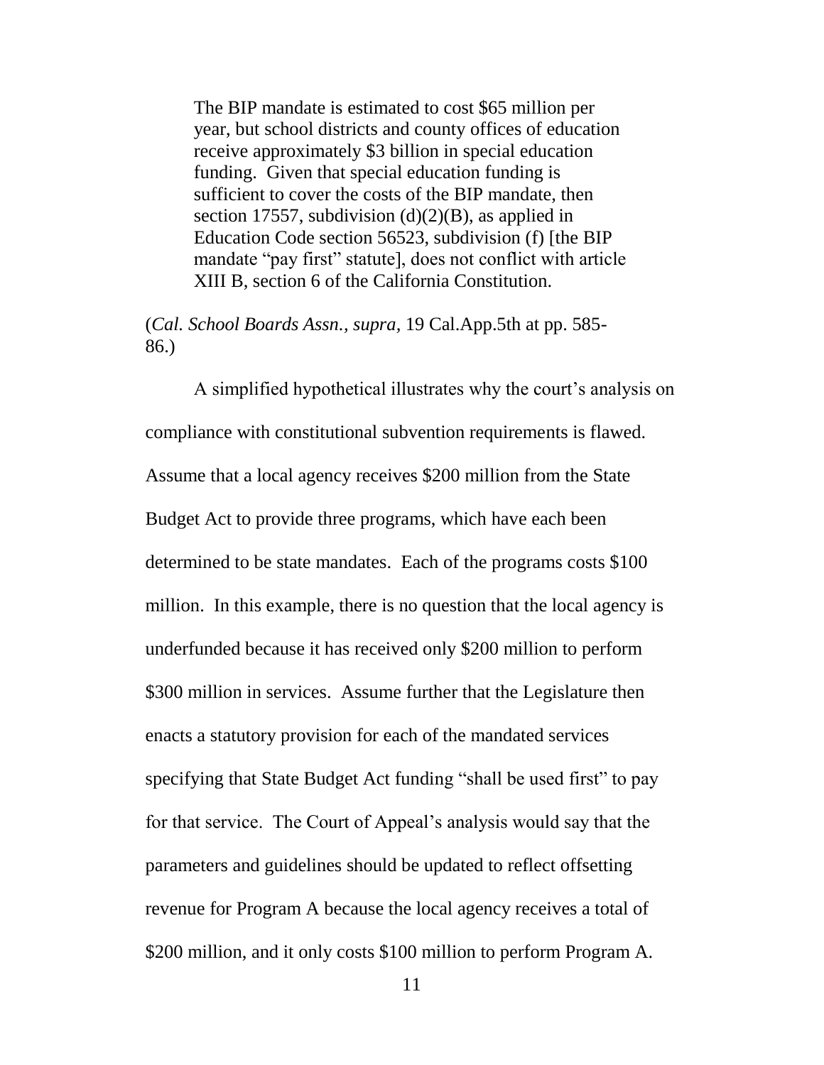> The BIP mandate is estimated to cost $65 million per year, but school districts and county offices of education receive approximately $3 billion in special education funding. Given that special education funding is sufficient to cover the costs of the BIP mandate, then section 17557, subdivision (d)(2)(B), as applied in Education Code section 56523, subdivision (f) [the BIP mandate "pay first" statute], does not conflict with article XIII B, section 6 of the California Constitution.

(*Cal. School Boards Assn.*, *supra*, 19 Cal.App.5th at pp. 585-86.)

A simplified hypothetical illustrates why the court's analysis on compliance with constitutional subvention requirements is flawed. Assume that a local agency receives $200 million from the State Budget Act to provide three programs, which have each been determined to be state mandates. Each of the programs costs $100 million. In this example, there is no question that the local agency is underfunded because it has received only $200 million to perform $300 million in services. Assume further that the Legislature then enacts a statutory provision for each of the mandated services specifying that State Budget Act funding "shall be used first" to pay for that service. The Court of Appeal's analysis would say that the parameters and guidelines should be updated to reflect offsetting revenue for Program A because the local agency receives a total of $200 million, and it only costs $100 million to perform Program A.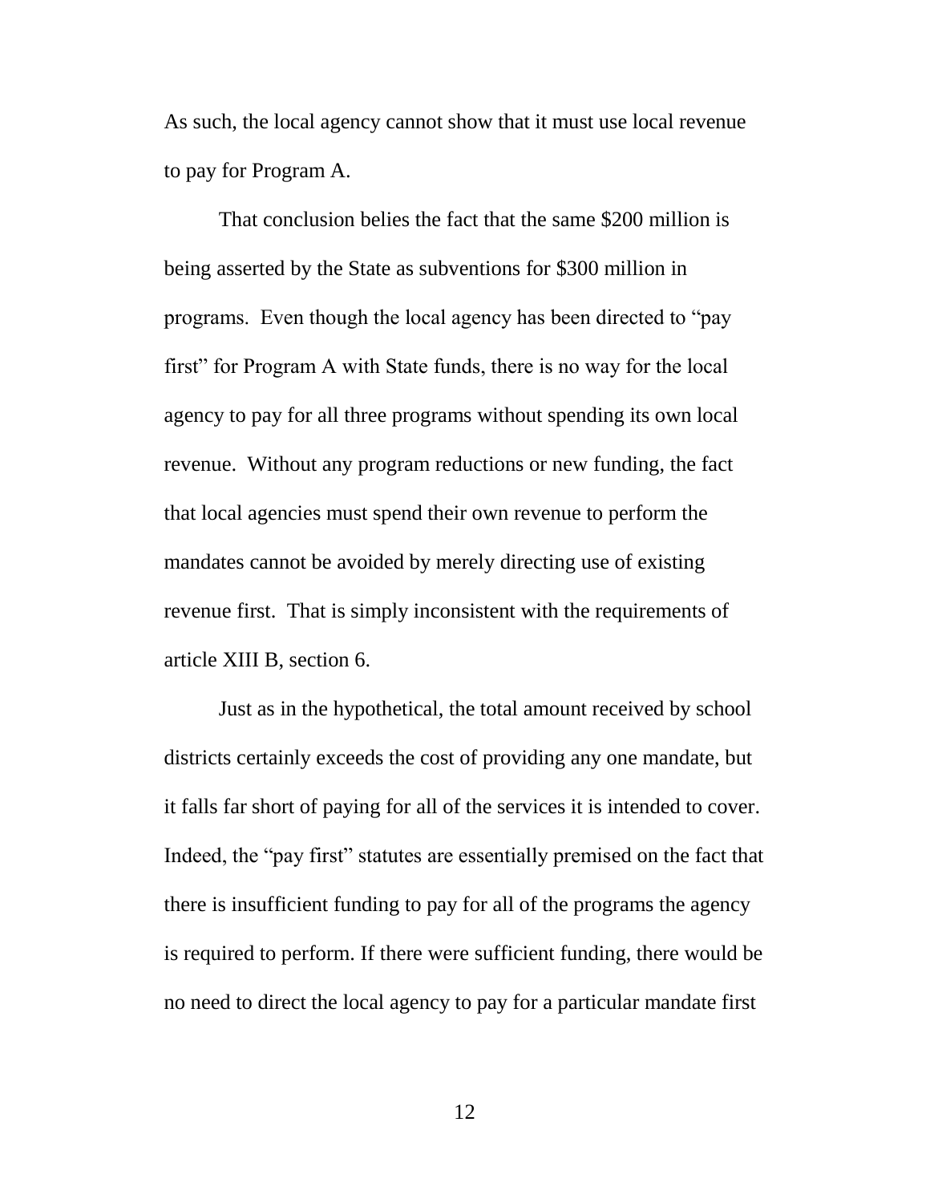As such, the local agency cannot show that it must use local revenue to pay for Program A.

That conclusion belies the fact that the same $200 million is being asserted by the State as subventions for $300 million in programs. Even though the local agency has been directed to "pay first" for Program A with State funds, there is no way for the local agency to pay for all three programs without spending its own local revenue. Without any program reductions or new funding, the fact that local agencies must spend their own revenue to perform the mandates cannot be avoided by merely directing use of existing revenue first. That is simply inconsistent with the requirements of article XIII B, section 6.

Just as in the hypothetical, the total amount received by school districts certainly exceeds the cost of providing any one mandate, but it falls far short of paying for all of the services it is intended to cover. Indeed, the "pay first" statutes are essentially premised on the fact that there is insufficient funding to pay for all of the programs the agency is required to perform. If there were sufficient funding, there would be no need to direct the local agency to pay for a particular mandate first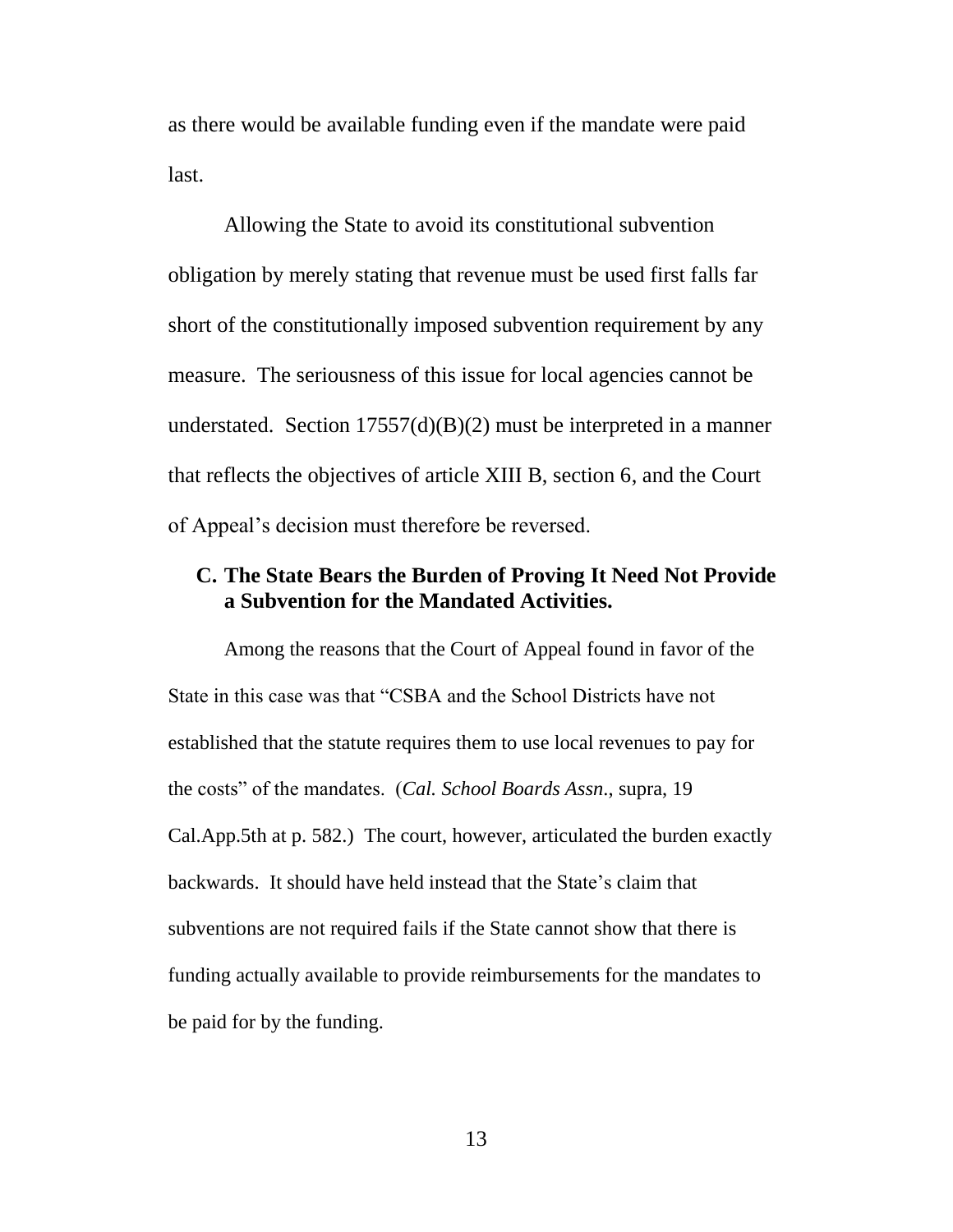as there would be available funding even if the mandate were paid last.

Allowing the State to avoid its constitutional subvention obligation by merely stating that revenue must be used first falls far short of the constitutionally imposed subvention requirement by any measure. The seriousness of this issue for local agencies cannot be understated. Section 17557(d)(B)(2) must be interpreted in a manner that reflects the objectives of article XIII B, section 6, and the Court of Appeal's decision must therefore be reversed.

### C. The State Bears the Burden of Proving It Need Not Provide a Subvention for the Mandated Activities.

Among the reasons that the Court of Appeal found in favor of the State in this case was that "CSBA and the School Districts have not established that the statute requires them to use local revenues to pay for the costs" of the mandates. (*Cal. School Boards Assn.*, supra, 19 Cal.App.5th at p. 582.) The court, however, articulated the burden exactly backwards. It should have held instead that the State's claim that subventions are not required fails if the State cannot show that there is funding actually available to provide reimbursements for the mandates to be paid for by the funding.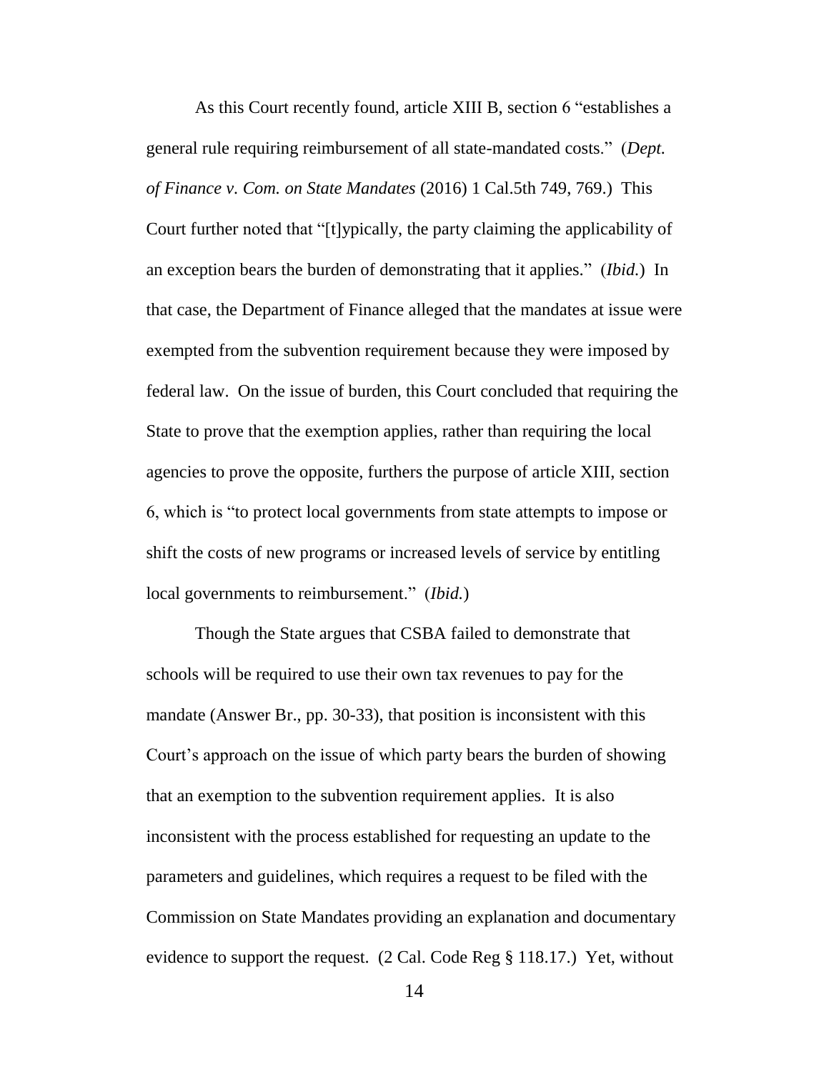As this Court recently found, article XIII B, section 6 "establishes a general rule requiring reimbursement of all state-mandated costs." (*Dept. of Finance v. Com. on State Mandates* (2016) 1 Cal.5th 749, 769.) This Court further noted that "[t]ypically, the party claiming the applicability of an exception bears the burden of demonstrating that it applies." (*Ibid.*) In that case, the Department of Finance alleged that the mandates at issue were exempted from the subvention requirement because they were imposed by federal law. On the issue of burden, this Court concluded that requiring the State to prove that the exemption applies, rather than requiring the local agencies to prove the opposite, furthers the purpose of article XIII, section 6, which is "to protect local governments from state attempts to impose or shift the costs of new programs or increased levels of service by entitling local governments to reimbursement." (*Ibid.*)

Though the State argues that CSBA failed to demonstrate that schools will be required to use their own tax revenues to pay for the mandate (Answer Br., pp. 30-33), that position is inconsistent with this Court's approach on the issue of which party bears the burden of showing that an exemption to the subvention requirement applies. It is also inconsistent with the process established for requesting an update to the parameters and guidelines, which requires a request to be filed with the Commission on State Mandates providing an explanation and documentary evidence to support the request. (2 Cal. Code Reg § 118.17.) Yet, without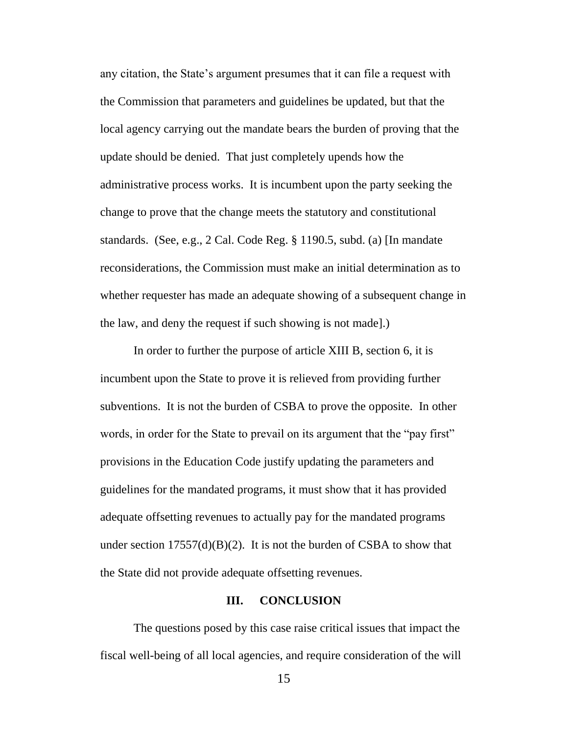any citation, the State's argument presumes that it can file a request with the Commission that parameters and guidelines be updated, but that the local agency carrying out the mandate bears the burden of proving that the update should be denied. That just completely upends how the administrative process works. It is incumbent upon the party seeking the change to prove that the change meets the statutory and constitutional standards. (See, e.g., 2 Cal. Code Reg. § 1190.5, subd. (a) [In mandate reconsiderations, the Commission must make an initial determination as to whether requester has made an adequate showing of a subsequent change in the law, and deny the request if such showing is not made].)

In order to further the purpose of article XIII B, section 6, it is incumbent upon the State to prove it is relieved from providing further subventions. It is not the burden of CSBA to prove the opposite. In other words, in order for the State to prevail on its argument that the "pay first" provisions in the Education Code justify updating the parameters and guidelines for the mandated programs, it must show that it has provided adequate offsetting revenues to actually pay for the mandated programs under section 17557(d)(B)(2). It is not the burden of CSBA to show that the State did not provide adequate offsetting revenues.

## III. CONCLUSION

The questions posed by this case raise critical issues that impact the fiscal well-being of all local agencies, and require consideration of the will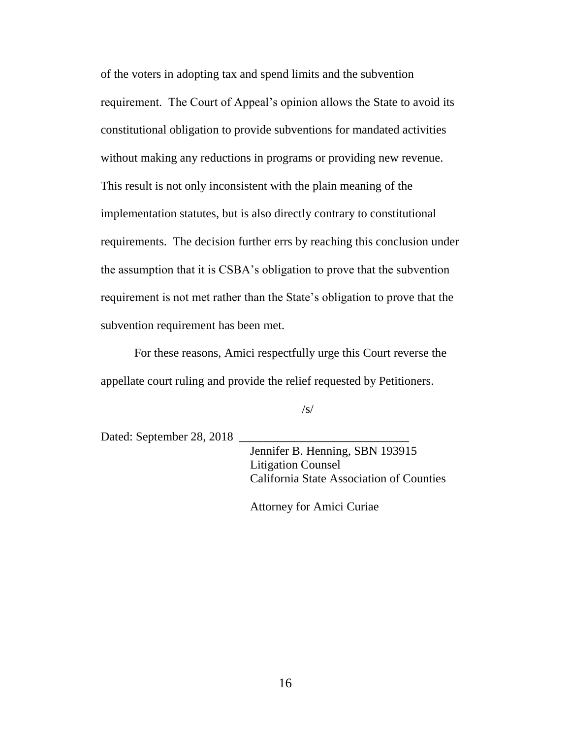of the voters in adopting tax and spend limits and the subvention requirement. The Court of Appeal's opinion allows the State to avoid its constitutional obligation to provide subventions for mandated activities without making any reductions in programs or providing new revenue. This result is not only inconsistent with the plain meaning of the implementation statutes, but is also directly contrary to constitutional requirements. The decision further errs by reaching this conclusion under the assumption that it is CSBA's obligation to prove that the subvention requirement is not met rather than the State's obligation to prove that the subvention requirement has been met.

For these reasons, Amici respectfully urge this Court reverse the appellate court ruling and provide the relief requested by Petitioners.

/s/

Dated: September 28, 2018 ____________________________

Jennifer B. Henning, SBN 193915
Litigation Counsel
California State Association of Counties

Attorney for Amici Curiae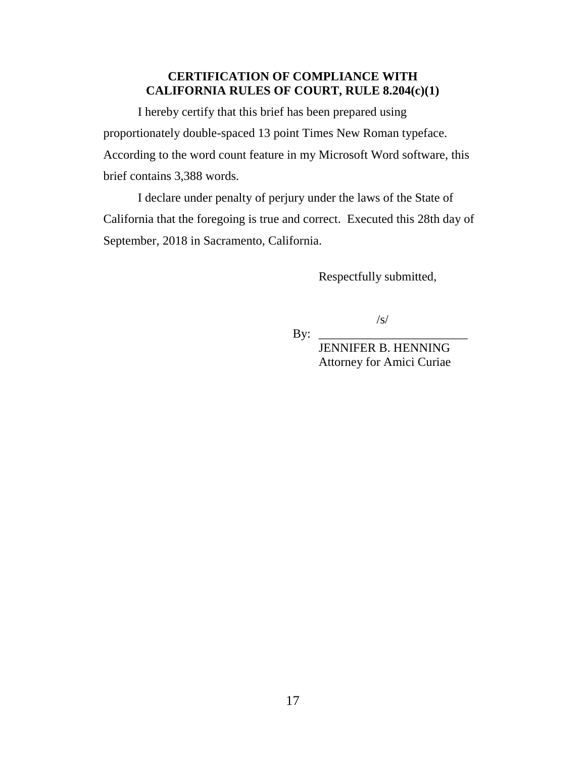**CERTIFICATION OF COMPLIANCE WITH CALIFORNIA RULES OF COURT, RULE 8.204(c)(1)**

I hereby certify that this brief has been prepared using proportionately double-spaced 13 point Times New Roman typeface. According to the word count feature in my Microsoft Word software, this brief contains 3,388 words.

I declare under penalty of perjury under the laws of the State of California that the foregoing is true and correct. Executed this 28th day of September, 2018 in Sacramento, California.

Respectfully submitted,

/s/

By: ________________________

JENNIFER B. HENNING
Attorney for Amici Curiae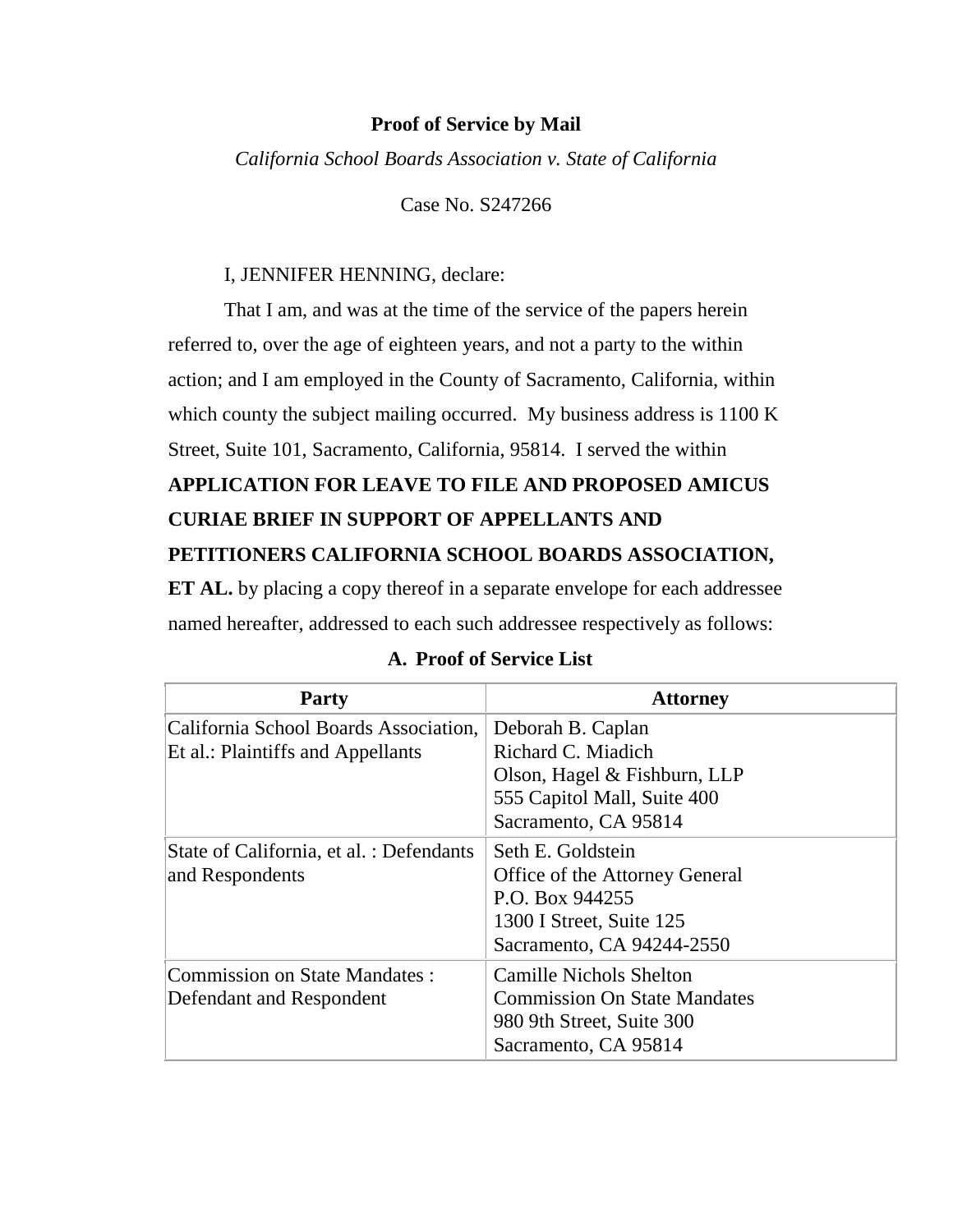**Proof of Service by Mail**

*California School Boards Association v. State of California*

Case No. S247266

I, JENNIFER HENNING, declare:

That I am, and was at the time of the service of the papers herein referred to, over the age of eighteen years, and not a party to the within action; and I am employed in the County of Sacramento, California, within which county the subject mailing occurred. My business address is 1100 K Street, Suite 101, Sacramento, California, 95814. I served the within **APPLICATION FOR LEAVE TO FILE AND PROPOSED AMICUS CURIAE BRIEF IN SUPPORT OF APPELLANTS AND PETITIONERS CALIFORNIA SCHOOL BOARDS ASSOCIATION, ET AL.** by placing a copy thereof in a separate envelope for each addressee named hereafter, addressed to each such addressee respectively as follows:

**A. Proof of Service List**

| Party | Attorney |
| --- | --- |
| California School Boards Association, Et al.: Plaintiffs and Appellants | Deborah B. Caplan<br>Richard C. Miadich<br>Olson, Hagel & Fishburn, LLP<br>555 Capitol Mall, Suite 400<br>Sacramento, CA 95814 |
| State of California, et al. : Defendants and Respondents | Seth E. Goldstein<br>Office of the Attorney General<br>P.O. Box 944255<br>1300 I Street, Suite 125<br>Sacramento, CA 94244-2550 |
| Commission on State Mandates : Defendant and Respondent | Camille Nichols Shelton<br>Commission On State Mandates<br>980 9th Street, Suite 300<br>Sacramento, CA 95814 |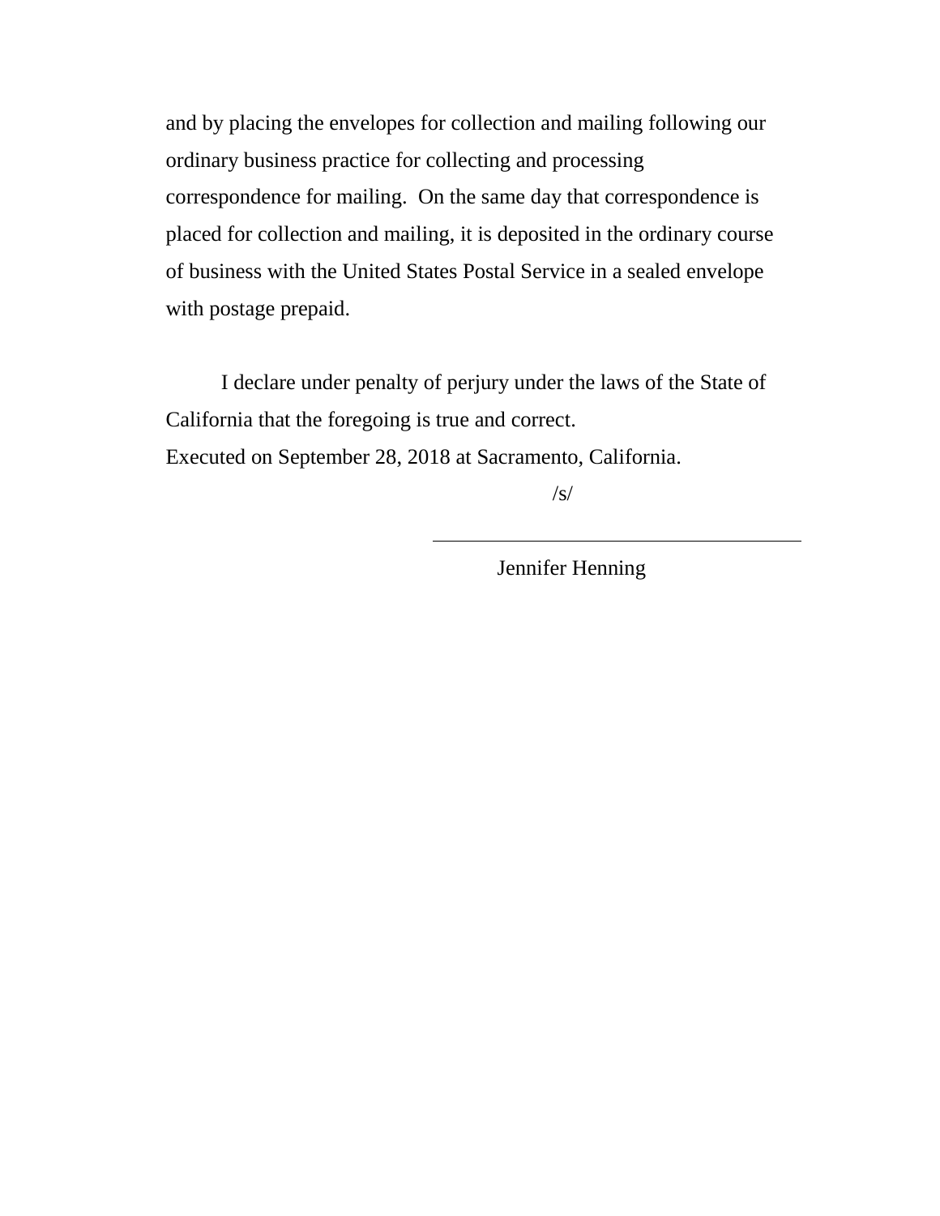and by placing the envelopes for collection and mailing following our ordinary business practice for collecting and processing correspondence for mailing. On the same day that correspondence is placed for collection and mailing, it is deposited in the ordinary course of business with the United States Postal Service in a sealed envelope with postage prepaid.

I declare under penalty of perjury under the laws of the State of California that the foregoing is true and correct.
Executed on September 28, 2018 at Sacramento, California.

/s/

\_\_\_\_\_\_\_\_\_\_\_\_\_\_\_\_\_\_\_\_\_\_\_\_\_\_\_\_\_\_\_\_\_\_\_\_\_\_

Jennifer Henning